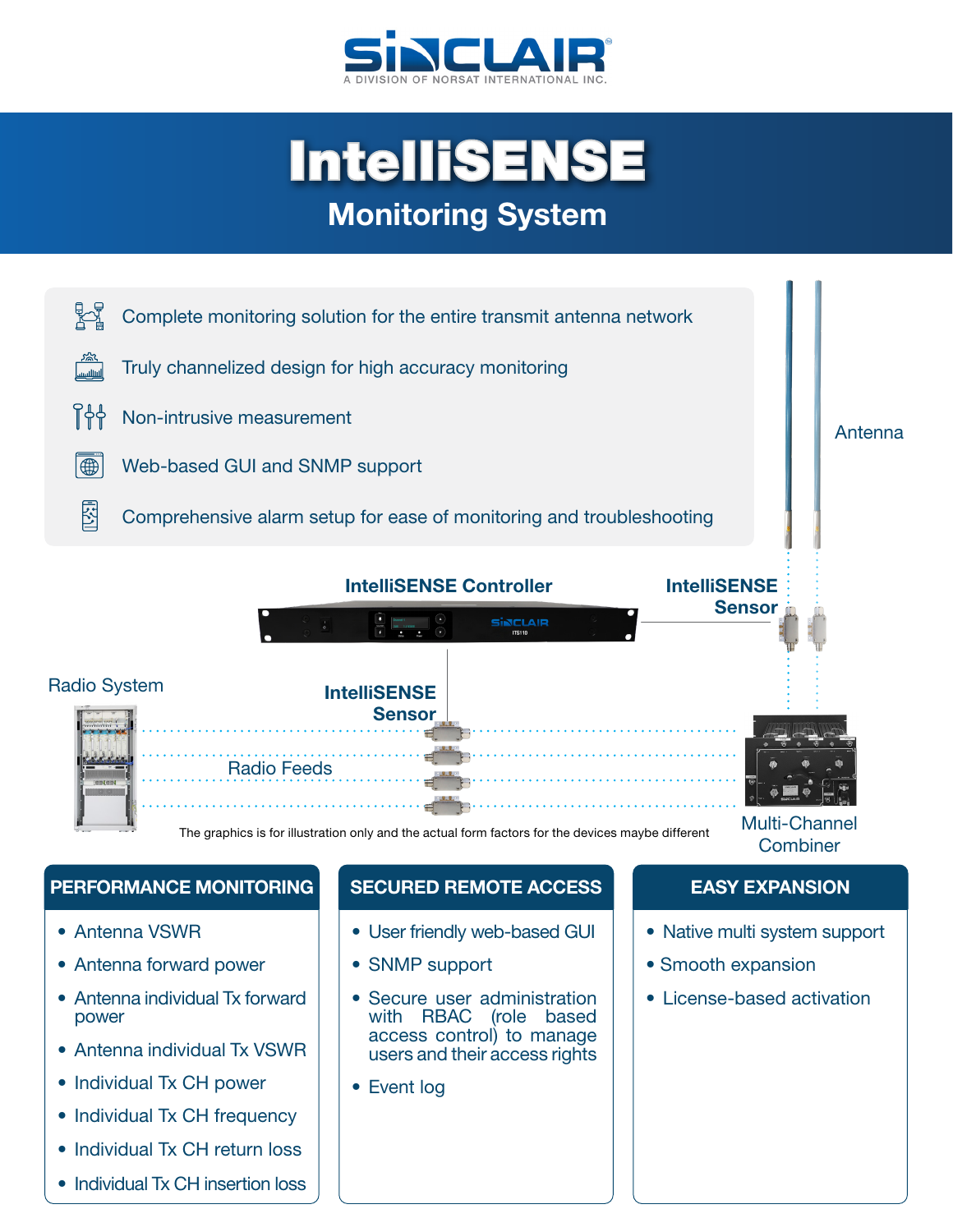SINCLAIR
A DIVISION OF NORSAT INTERNATIONAL INC.

# IntelliSENSE

## Monitoring System

- Complete monitoring solution for the entire transmit antenna network
- Truly channelized design for high accuracy monitoring
- Non-intrusive measurement
- Web-based GUI and SNMP support
- Comprehensive alarm setup for ease of monitoring and troubleshooting

Antenna

IntelliSENSE Controller

IntelliSENSE Sensor

Radio System

IntelliSENSE Sensor

Radio Feeds

Multi-Channel Combiner

The graphics is for illustration only and the actual form factors for the devices maybe different

### PERFORMANCE MONITORING

- Antenna VSWR
- Antenna forward power
- Antenna individual Tx forward power
- Antenna individual Tx VSWR
- Individual Tx CH power
- Individual Tx CH frequency
- Individual Tx CH return loss
- Individual Tx CH insertion loss

### SECURED REMOTE ACCESS

- User friendly web-based GUI
- SNMP support
- Secure user administration with RBAC (role based access control) to manage users and their access rights
- Event log

### EASY EXPANSION

- Native multi system support
- Smooth expansion
- License-based activation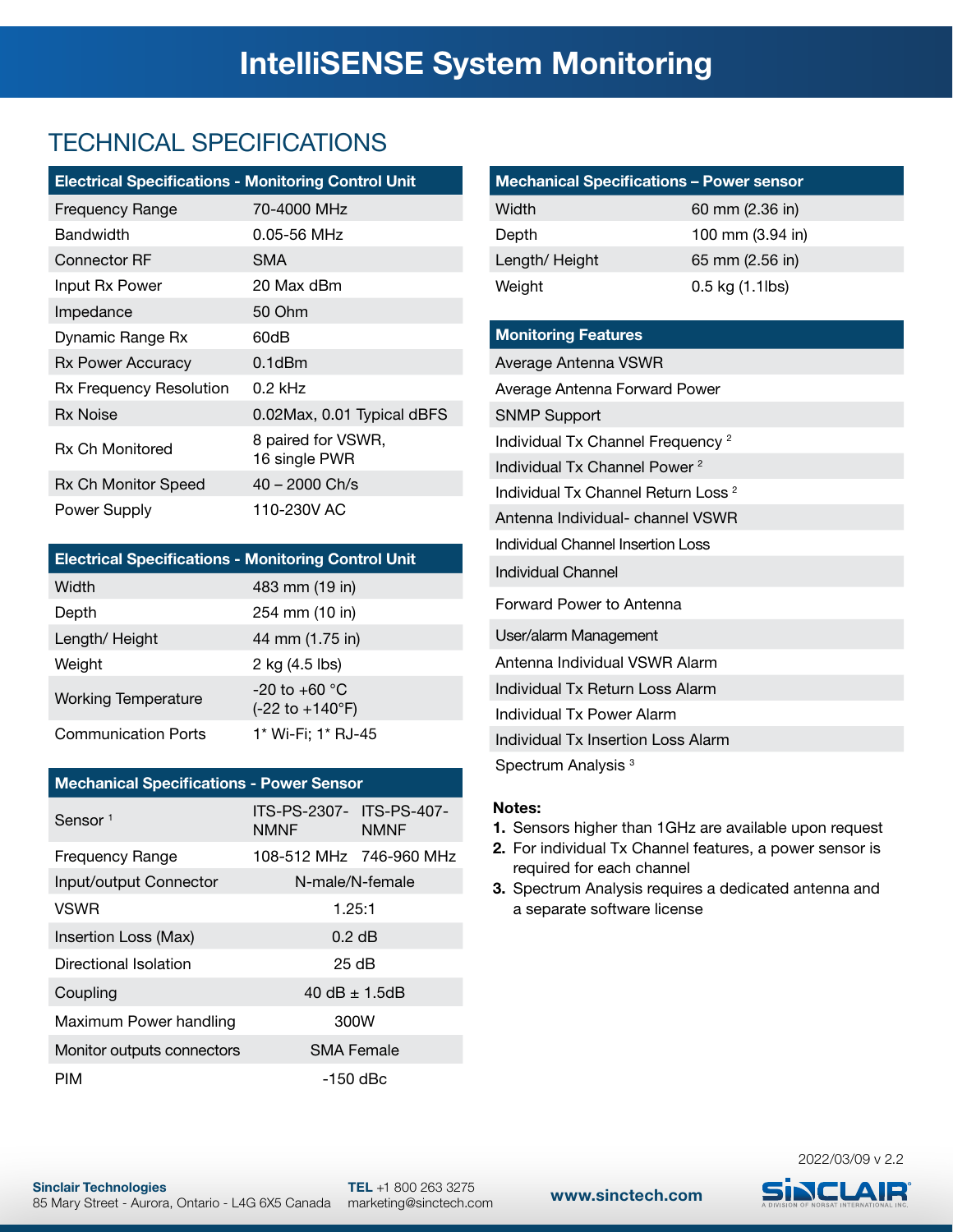# IntelliSENSE System Monitoring

## TECHNICAL SPECIFICATIONS

| Electrical Specifications - Monitoring Control Unit | |
|---|---|
| Frequency Range | 70-4000 MHz |
| Bandwidth | 0.05-56 MHz |
| Connector RF | SMA |
| Input Rx Power | 20 Max dBm |
| Impedance | 50 Ohm |
| Dynamic Range Rx | 60dB |
| Rx Power Accuracy | 0.1dBm |
| Rx Frequency Resolution | 0.2 kHz |
| Rx Noise | 0.02Max, 0.01 Typical dBFS |
| Rx Ch Monitored | 8 paired for VSWR, 16 single PWR |
| Rx Ch Monitor Speed | 40 – 2000 Ch/s |
| Power Supply | 110-230V AC |

| Electrical Specifications - Monitoring Control Unit | |
|---|---|
| Width | 483 mm (19 in) |
| Depth | 254 mm (10 in) |
| Length/ Height | 44 mm (1.75 in) |
| Weight | 2 kg (4.5 lbs) |
| Working Temperature | -20 to +60 °C (-22 to +140°F) |
| Communication Ports | 1* Wi-Fi; 1* RJ-45 |

| Mechanical Specifications - Power Sensor | | |
|---|---|---|
| Sensor [1] | ITS-PS-2307-NMNF | ITS-PS-407-NMNF |
| Frequency Range | 108-512 MHz | 746-960 MHz |
| Input/output Connector | N-male/N-female | |
| VSWR | 1.25:1 | |
| Insertion Loss (Max) | 0.2 dB | |
| Directional Isolation | 25 dB | |
| Coupling | 40 dB ± 1.5dB | |
| Maximum Power handling | 300W | |
| Monitor outputs connectors | SMA Female | |
| PIM | -150 dBc | |

| Mechanical Specifications – Power sensor | |
|---|---|
| Width | 60 mm (2.36 in) |
| Depth | 100 mm (3.94 in) |
| Length/ Height | 65 mm (2.56 in) |
| Weight | 0.5 kg (1.1lbs) |

| Monitoring Features |
|---|
| Average Antenna VSWR |
| Average Antenna Forward Power |
| SNMP Support |
| Individual Tx Channel Frequency [2] |
| Individual Tx Channel Power [2] |
| Individual Tx Channel Return Loss [2] |
| Antenna Individual- channel VSWR |
| Individual Channel Insertion Loss |
| Individual Channel |
| Forward Power to Antenna |
| User/alarm Management |
| Antenna Individual VSWR Alarm |
| Individual Tx Return Loss Alarm |
| Individual Tx Power Alarm |
| Individual Tx Insertion Loss Alarm |
| Spectrum Analysis [3] |

**Notes:**

1. Sensors higher than 1GHz are available upon request
2. For individual Tx Channel features, a power sensor is required for each channel
3. Spectrum Analysis requires a dedicated antenna and a separate software license

2022/03/09 v 2.2

**Sinclair Technologies**
85 Mary Street - Aurora, Ontario - L4G 6X5 Canada

**TEL** +1 800 263 3275
marketing@sinctech.com

**www.sinctech.com**